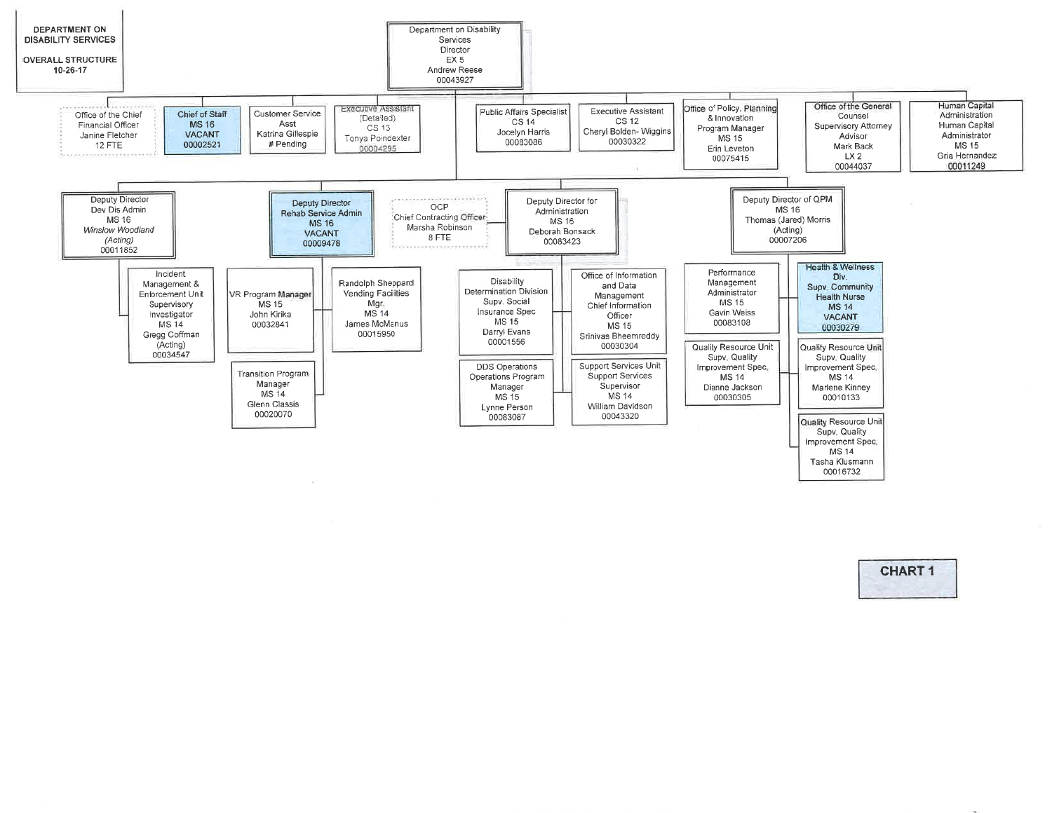# DEPARTMENT ON DISABILITY SERVICES

**OVERALL STRUCTURE**
**10-26-17**

## Department on Disability Services
Director
EX 5
Andrew Reese
00043927

### Reporting directly to the Director

- Office of the Chief Financial Officer — Janine Fletcher — 12 FTE
- Chief of Staff — MS 16 — VACANT — 00002521
- Customer Service Asst — Katrina Gillespie — # Pending
- Executive Assistant (Detailed) — CS 13 — Tonya Poindexter — 00004295
- Public Affairs Specialist — CS 14 — Jocelyn Harris — 00083086
- Executive Assistant — CS 12 — Cheryl Bolden- Wiggins — 00030322
- Office of Policy, Planning & Innovation — Program Manager — MS 15 — Erin Leveton — 00075415
- Office of the General Counsel — Supervisory Attorney Advisor — Mark Back — LX 2 — 00044037
- Human Capital Administration — Human Capital Administrator — MS 15 — Gria Hernandez — 00011249

### Deputy Director Dev Dis Admin
MS 16 — *Winslow Woodland (Acting)* — 00011852

- Incident Management & Enforcement Unit — Supervisory Investigator — MS 14 — Gregg Coffman (Acting) — 00034547

### Deputy Director Rehab Service Admin
MS 16 — VACANT — 00009478

- VR Program Manager — MS 15 — John Kirika — 00032841
- Transition Program Manager — MS 14 — Glenn Classis — 00020070
- Randolph Sheppard Vending Facilities Mgr. — MS 14 — James McManus — 00015950

### Deputy Director for Administration
MS 16 — Deborah Bonsack — 00083423

- OCP — Chief Contracting Officer — Marsha Robinson — 8 FTE
- Disability Determination Division — Supv. Social Insurance Spec — MS 15 — Darryl Evans — 00001556
- DDS Operations — Operations Program Manager — MS 15 — Lynne Person — 00083087
- Office of Information and Data Management — Chief Information Officer — MS 15 — Srinivas Bheemreddy — 00030304
- Support Services Unit — Support Services Supervisor — MS 14 — William Davidson — 00043320

### Deputy Director of QPM
MS 16 — Thomas (Jared) Morris (Acting) — 00007206

- Performance Management Administrator — MS 15 — Gavin Weiss — 00083108
- Quality Resource Unit — Supv. Quality Improvement Spec. — MS 14 — Dianne Jackson — 00030305
- Health & Wellness Div. — Supv. Community Health Nurse — MS 14 — VACANT — 00030279
- Quality Resource Unit — Supv. Quality Improvement Spec. — MS 14 — Marlene Kinney — 00010133
- Quality Resource Unit — Supv. Quality Improvement Spec. — MS 14 — Tasha Klusmann — 00016732

**CHART 1**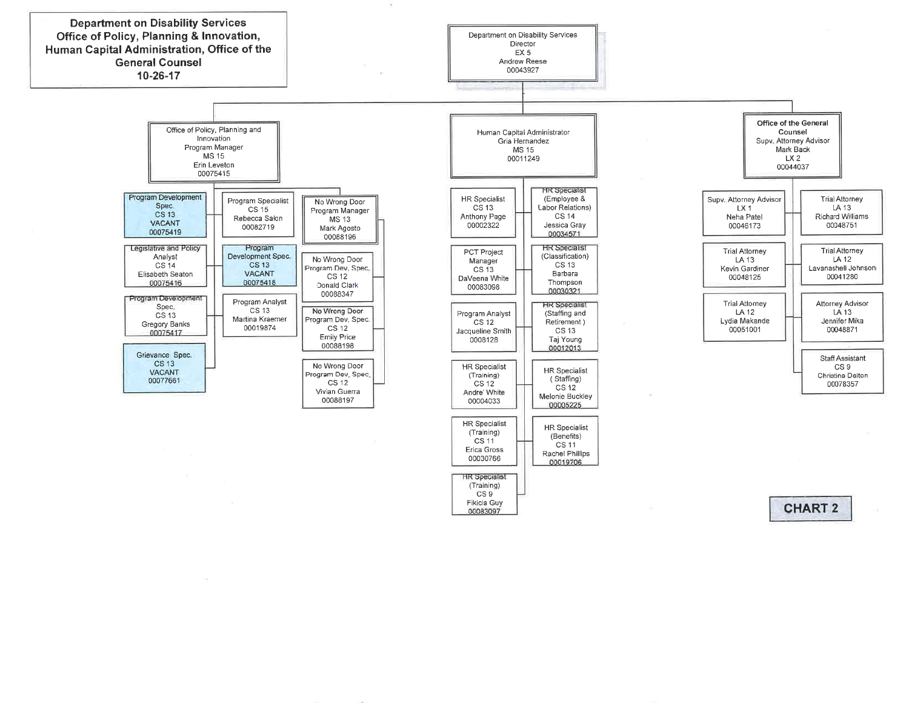# Department on Disability Services
## Office of Policy, Planning & Innovation, Human Capital Administration, Office of the General Counsel
### 10-26-17

**Department on Disability Services**
Director
EX 5
Andrew Reese
00043927

---

## Office of Policy, Planning and Innovation
Program Manager
MS 15
Erin Leveton
00075415

- Program Development Spec., CS 13, VACANT, 00075419
- Legislative and Policy Analyst, CS 14, Elisabeth Seaton, 00075416
- Program Development Spec., CS 13, Gregory Banks, 00075417
- Grievance Spec., CS 13, VACANT, 00077661
- Program Specialist, CS 15, Rebecca Salon, 00082719
- Program Development Spec., CS 13, VACANT, 00075418
- Program Analyst, CS 13, Martina Kraemer, 00019874
- No Wrong Door Program Manager, MS 13, Mark Agosto, 00088196
  - No Wrong Door Program Dev. Spec., CS 12, Donald Clark, 00088347
  - No Wrong Door Program Dev. Spec., CS 12, Emily Price, 00088198
  - No Wrong Door Program Dev. Spec., CS 12, Vivian Guerra, 00088197

---

## Human Capital Administrator
Gria Hernandez
MS 15
00011249

- HR Specialist, CS 13, Anthony Page, 00002322
- PCT Project Manager, CS 13, DaVeena White, 00083098
- Program Analyst, CS 12, Jacqueline Smith, 0008128
- HR Specialist (Training), CS 12, Andre' White, 00004033
- HR Specialist (Training), CS 11, Erica Gross, 00030766
- HR Specialist (Training), CS 9, Fikicia Guy, 00083097
- HR Specialist (Employee & Labor Relations), CS 14, Jessica Gray, 00034571
- HR Specialist (Classification), CS 13, Barbara Thompson, 00030321
- HR Specialist (Staffing and Retirement), CS 13, Taj Young, 00012013
- HR Specialist (Staffing), CS 12, Melonie Buckley, 00005225
- HR Specialist (Benefits), CS 11, Rachel Phillips, 00019706

---

## Office of the General Counsel
Supv. Attorney Advisor
Mark Back
LX 2
00044037

- Supv. Attorney Advisor, LX 1, Neha Patel, 00046173
- Trial Attorney, LA 13, Kevin Gardiner, 00048125
- Trial Attorney, LA 12, Lydia Makande, 00051001
- Trial Attorney, LA 13, Richard Williams, 00048751
- Trial Attorney, LA 12, Lavanashell Johnson, 00041280
- Attorney Advisor, LA 13, Jennifer Mika, 00048871
- Staff Assistant, CS 9, Christina Dalton, 00078357

**CHART 2**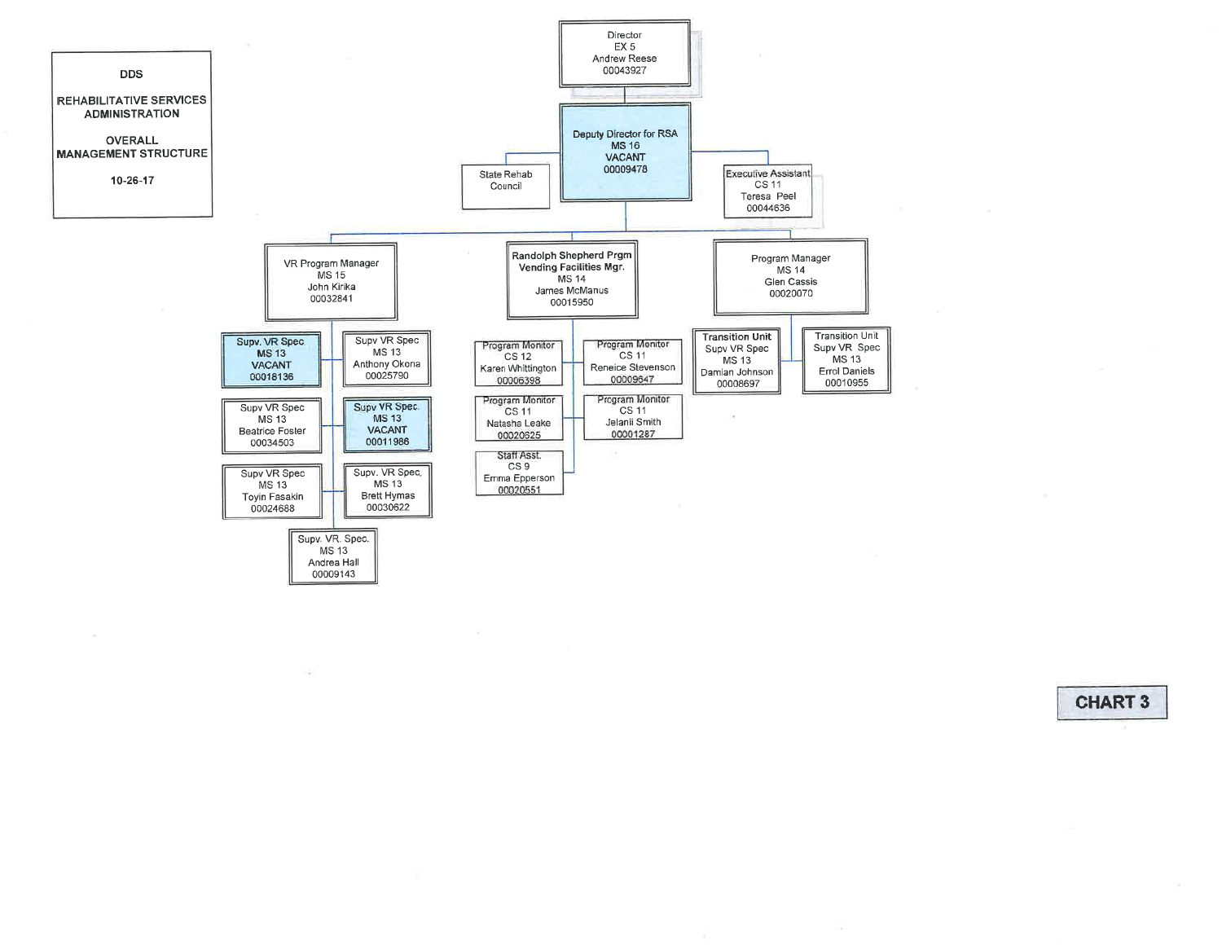**DDS**

**REHABILITATIVE SERVICES ADMINISTRATION**

**OVERALL MANAGEMENT STRUCTURE**

**10-26-17**

- **Director** — EX 5 — Andrew Reese — 00043927
  - **Deputy Director for RSA** — MS 16 — VACANT — 00009478
    - State Rehab Council
    - Executive Assistant — CS 11 — Teresa Peel — 00044636
    - **VR Program Manager** — MS 15 — John Kirika — 00032841
      - Supv. VR Spec — MS 13 — VACANT — 00018136
      - Supv VR Spec — MS 13 — Anthony Okona — 00025790
      - Supv VR Spec — MS 13 — Beatrice Foster — 00034503
      - Supv VR Spec. — MS 13 — VACANT — 00011986
      - Supv VR Spec — MS 13 — Toyin Fasakin — 00024688
      - Supv. VR Spec. — MS 13 — Brett Hymas — 00030622
      - Supv. VR. Spec. — MS 13 — Andrea Hall — 00009143
    - **Randolph Shepherd Prgm Vending Facilities Mgr.** — MS 14 — James McManus — 00015950
      - Program Monitor — CS 12 — Karen Whittington — 00006398
      - Program Monitor — CS 11 — Reneice Stevenson — 00009647
      - Program Monitor — CS 11 — Natasha Leake — 00020625
      - Program Monitor — CS 11 — Jelanii Smith — 00001287
      - Staff Asst. — CS 9 — Emma Epperson — 00020551
    - **Program Manager** — MS 14 — Glen Cassis — 00020070
      - Transition Unit Supv VR Spec — MS 13 — Damian Johnson — 00008697
      - Transition Unit Supv VR Spec — MS 13 — Errol Daniels — 00010955

**CHART 3**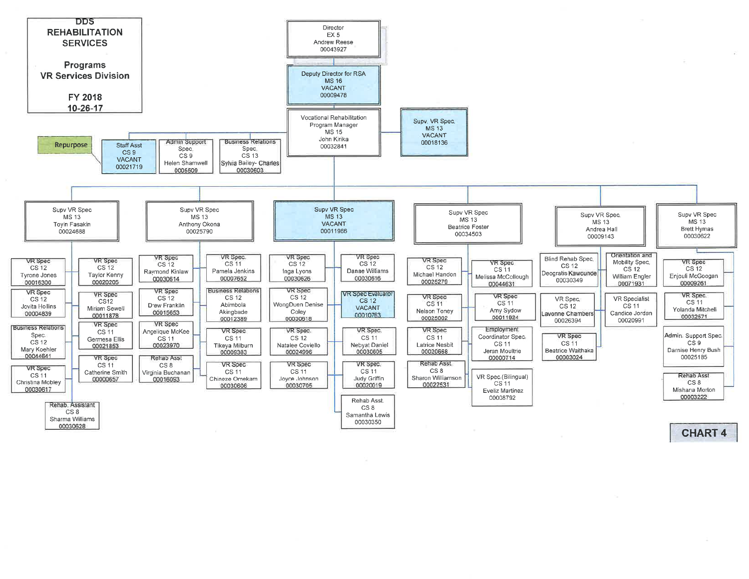# DDS REHABILITATION SERVICES

## Programs
## VR Services Division

**FY 2018**
**10-26-17**

**CHART 4**

- Director, EX 5, Andrew Reese, 00043927
  - Deputy Director for RSA, MS 16, VACANT, 00009478
    - Vocational Rehabilitation Program Manager, MS 15, John Kirika, 00032841
      - Staff Asst, CS 9, VACANT, 00021719 (Repurpose)
      - Admin Support Spec., CS 9, Helen Shamwell, 0005509
      - Business Relations Spec., CS 13, Sylvia Bailey- Charles, 00030603
      - Supv. VR Spec, MS 13, VACANT, 00018136
      - Supv VR Spec, MS 13, Toyin Fasakin, 00024688
        - VR Spec, CS 12, Tyrone Jones, 00016300
        - VR Spec, CS 12, Jovita Hollins, 00004839
        - Business Relations Spec., CS 12, Mary Koehler, 00044641
        - VR Spec, CS 11, Christina Mobley, 00030617
        - Rehab. Assistant, CS 8, Sharma Williams, 00030628
        - VR Spec, CS 12, Taylor Kenny, 00020205
        - VR Spec, CS12, Miriam Sewell, 00011878
        - VR Spec, CS 11, Germesa Ellis, 00021853
        - VR Spec, CS 11, Catherine Smith, 00000657
      - Supv VR Spec, MS 13, Anthony Okona, 00025790
        - VR Spec, CS 12, Raymond Kinlaw, 00030614
        - VR Spec, CS 12, D'ew Franklin, 00015653
        - VR Spec, Angelique McKee, CS 11, 00023970
        - Rehab Asst, CS 8, Virginia Buchanan, 00016093
        - VR Spec., CS 11, Pamela Jenkins, 00007652
        - Business Relations, CS 12, Abimbola Akingbade, 00012389
        - VR Spec, CS 11, Tikeya Milburn, 00009383
        - VR Spec, CS 11, Chineze Omekam, 00030606
      - Supv VR Spec, MS 13, VACANT, 00011986
        - VR Spec, CS 12, Inga Lyons, 00030626
        - VR Spec, CS 12, WongDuen Denise Coley, 00030618
        - VR Spec., CS 12, Natalee Coviello, 00024996
        - VR Spec, CS 11, Joyce Johnson, 00030705
        - VR Spec, CS 12, Danae Williams, 00030616
        - VR Spec Evaluator, CS 12, VACANT, 00010763
        - VR Spec., CS 11, Nebyat Daniel, 00030605
        - VR Spec., CS 11, Judy Griffin, 00020019
        - Rehab Asst., CS 8, Samantha Lewis, 00030350
      - Supv VR Spec, MS 13, Beatrice Foster, 00034503
        - VR Spec, CS 12, Michael Handon, 00025279
        - VR Spec, CS 11, Nelson Toney, 00025002
        - VR Spec, CS 11, Latrice Nesbit, 00020668
        - Rehab Asst., CS 8, Sharon Williamson, 00022531
        - VR Spec, CS 11, Melissa McCollough, 00044631
        - VR Spec, CS 11, Amy Sydow, 00011924
        - Employment Coordinator Spec., CS 11, Jeran Moultrie, 00000714
        - VR Spec.(Bilingual), CS 11, Eveliz Martinez, 00008792
      - Supv VR Spec, MS 13, Andrea Hall, 00009143
        - Blind Rehab Spec., CS 12, Deogratis Kawounde, 00030349
        - VR Spec., CS 12, Lavonne Chambers, 00026394
        - VR Spec, CS 11, Beatrice Waithaka, 00003024
        - Orientation and Mobility Spec., CS 12, William Engler, 00071931
        - VR Specialist, CS 11, Candice Jordan, 00020991
      - Supv VR Spec, MS 13, Brett Hymas, 00030622
        - VR Spec, CS 12, Enjouli McGoogan, 00009261
        - VR Spec., CS 11, Yolanda Mitchell, 00032571
        - Admin. Support Spec., CS 9, Darnise Henry Bush, 00025185
        - Rehab Asst, CS 8, Mishana Morton, 00003222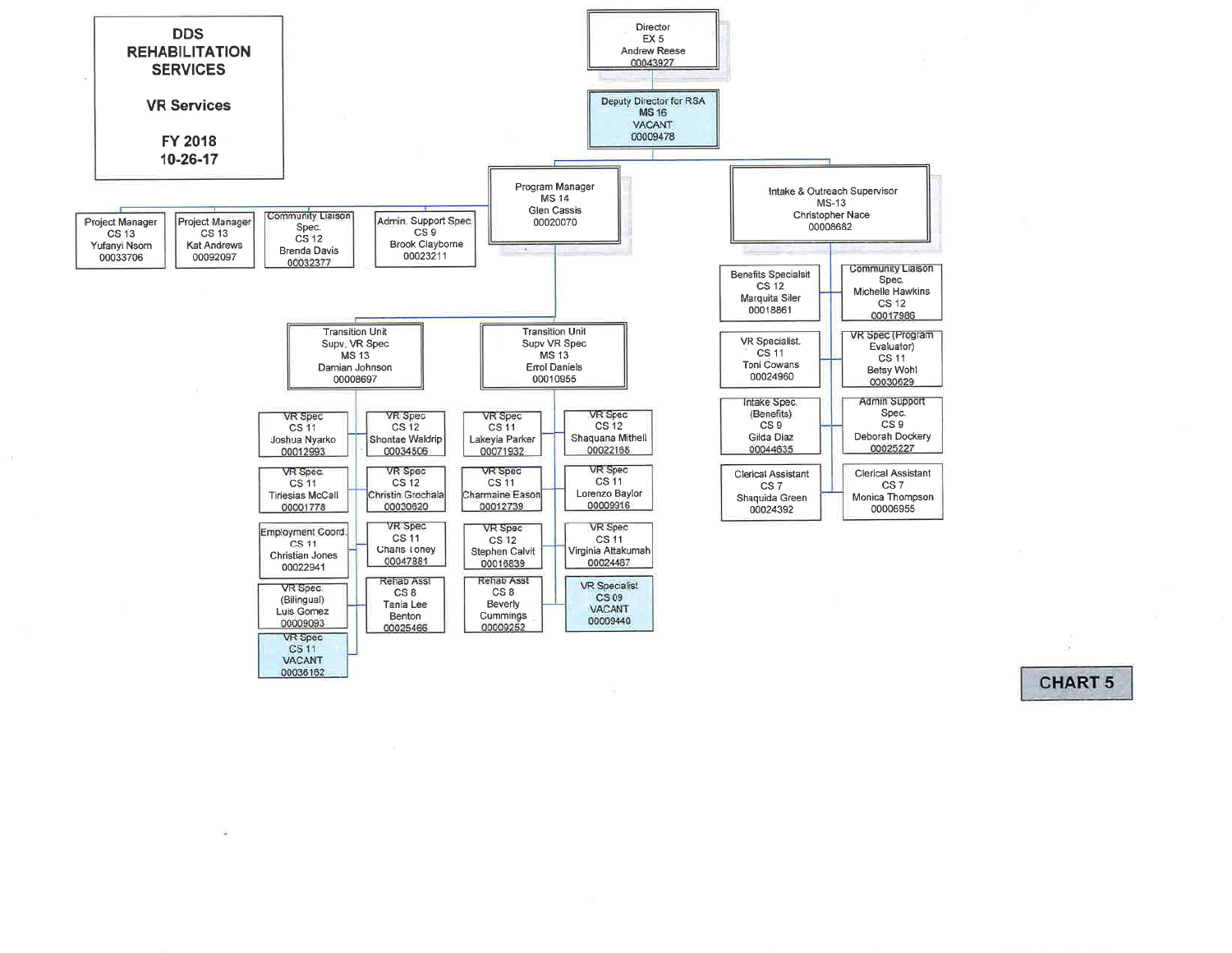# DDS REHABILITATION SERVICES

## VR Services

**FY 2018**
**10-26-17**

**Director**
EX 5
Andrew Reese
00043927

- **Deputy Director for RSA**
  MS 16
  VACANT
  00009478
  - **Program Manager**
    MS 14
    Glen Cassis
    00020070
    - Project Manager, CS 13, Yufanyi Nsom, 00033706
    - Project Manager, CS 13, Kat Andrews, 00092097
    - Community Liaison Spec., CS 12, Brenda Davis, 00032377
    - Admin. Support Spec., CS 9, Brook Clayborne, 00023211
    - **Transition Unit Supv. VR Spec**
      MS 13
      Damian Johnson
      00008697
      - VR Spec, CS 11, Joshua Nyarko, 00012993
      - VR Spec., CS 11, Tiriesias McCall, 00001778
      - Employment Coord., CS 11, Christian Jones, 00022941
      - VR Spec. (Bilingual), Luis Gomez, 00009093
      - VR Spec, CS 11, VACANT, 00036162
      - VR Spec, CS 12, Shontae Waldrip, 00034506
      - VR Spec, CS 12, Christin Grochala, 00030620
      - VR Spec, CS 11, Charis Toney, 00047881
      - Rehab Asst, CS 8, Tania Lee Benton, 00025466
    - **Transition Unit Supv VR Spec**
      MS 13
      Errol Daniels
      00010955
      - VR Spec, CS 11, Lakeyia Parker, 00071932
      - VR Spec, CS 11, Charmaine Eason, 00012739
      - VR Spec, CS 12, Stephen Calvit, 00016839
      - Rehab Asst, CS 8, Beverly Cummings, 00009252
      - VR Spec, CS 12, Shaquana Mithell, 00022168
      - VR Spec, CS 11, Lorenzo Baylor, 00009916
      - VR Spec, CS 11, Virginia Attakumah, 00024487
      - VR Specialist, CS 09, VACANT, 00009440
  - **Intake & Outreach Supervisor**
    MS-13
    Christopher Nace
    00008682
    - Benefits Specialsit, CS 12, Marquita Siler, 00018861
    - VR Specialist., CS 11, Toni Cowans, 00024960
    - Intake Spec. (Benefits), CS 9, Gilda Diaz, 00044635
    - Clerical Assistant, CS 7, Shaquida Green, 00024392
    - Community Liaison Spec., Michelle Hawkins, CS 12, 00017986
    - VR Spec (Program Evaluator), CS 11, Betsy Wohl, 00030629
    - Admin Support Spec., CS 9, Deborah Dockery, 00025227
    - Clerical Assistant, CS 7, Monica Thompson, 00006955

**CHART 5**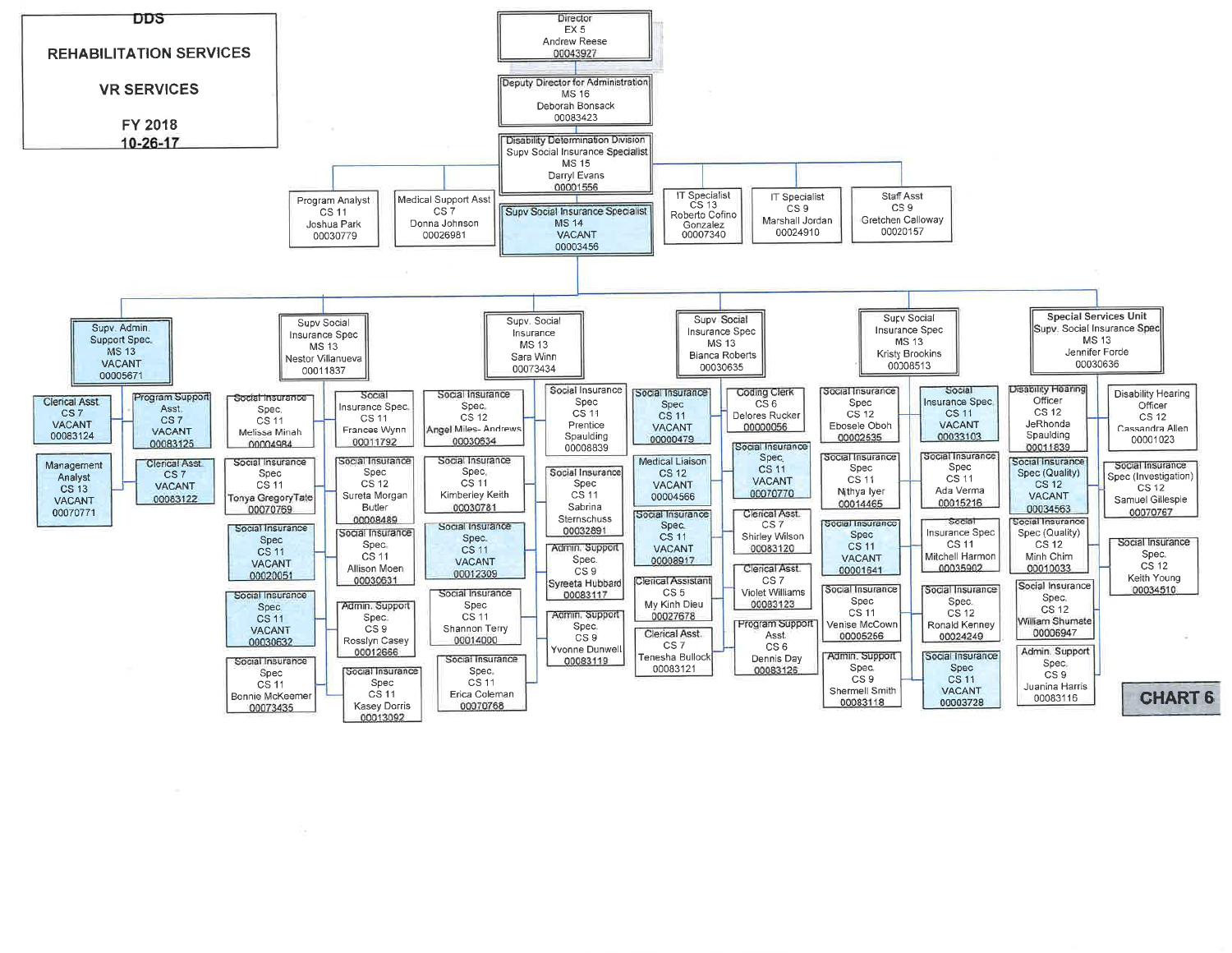# DDS

## REHABILITATION SERVICES

## VR SERVICES

**FY 2018**

**10-26-17**

**CHART 6**

- **Director** — EX 5 — Andrew Reese — 00043927
  - **Deputy Director for Administration** — MS 16 — Deborah Bonsack — 00083423
    - **Disability Determination Division, Supv Social Insurance Specialist** — MS 15 — Darryl Evans — 00001556
      - Program Analyst — CS 11 — Joshua Park — 00030779
      - Medical Support Asst — CS 7 — Donna Johnson — 00026981
      - IT Specialist — CS 13 — Roberto Cofino Gonzalez — 00007340
      - IT Specialist — CS 9 — Marshall Jordan — 00024910
      - Staff Asst — CS 9 — Gretchen Calloway — 00020157
      - **Supv Social Insurance Specialist** — MS 14 — VACANT — 00003456
        - **Supv. Admin. Support Spec.** — MS 13 — VACANT — 00005671
          - Clerical Asst. — CS 7 — VACANT — 00083124
          - Management Analyst — CS 13 — VACANT — 00070771
          - Program Support Asst. — CS 7 — VACANT — 00083125
          - Clerical Asst. — CS 7 — VACANT — 00083122
        - **Supv Social Insurance Spec** — MS 13 — Nestor Villanueva — 00011837
          - Social Insurance Spec. — CS 11 — Melissa Minah — 00004984
          - Social Insurance Spec — CS 11 — Tonya Gregory Tate — 00070769
          - Social Insurance Spec — CS 11 — VACANT — 00020051
          - Social Insurance Spec — CS 11 — VACANT — 00030632
          - Social Insurance Spec — CS 11 — Bonnie McKeemer — 00073435
          - Social Insurance Spec. — CS 11 — Frances Wynn — 00011792
          - Social Insurance Spec — CS 12 — Sureta Morgan Butler — 00008489
          - Social Insurance Spec. — CS 11 — Allison Moen — 00030631
          - Admin. Support Spec. — CS 9 — Rosslyn Casey — 00012666
          - Social Insurance Spec — CS 11 — Kasey Dorris — 00013092
        - **Supv. Social Insurance** — MS 13 — Sara Winn — 00073434
          - Social Insurance Spec. — CS 12 — Angel Miles- Andrews — 00030634
          - Social Insurance Spec. — CS 11 — Kimberley Keith — 00030781
          - Social Insurance Spec. — CS 11 — VACANT — 00012309
          - Social Insurance Spec — CS 11 — Shannon Terry — 00014000
          - Social Insurance Spec. — CS 11 — Erica Coleman — 00070768
          - Social Insurance Spec — CS 11 — Prentice Spaulding — 00008839
          - Social Insurance Spec — CS 11 — Sabrina Sternschuss — 00032891
          - Admin. Support Spec. — CS 9 — Syreeta Hubbard — 00083117
          - Admin. Support Spec. — CS 9 — Yvonne Dunwell — 00083119
        - **Supv Social Insurance Spec** — MS 13 — Bianca Roberts — 00030635
          - Social Insurance Spec — CS 11 — VACANT — 00000479
          - Medical Liaison — CS 12 — VACANT — 00004566
          - Social Insurance Spec. — CS 11 — VACANT — 00008917
          - Clerical Assistant — CS 5 — My Kinh Dieu — 00027678
          - Clerical Asst. — CS 7 — Tenesha Bullock — 00083121
          - Coding Clerk — CS 6 — Delores Rucker — 00000056
          - Social Insurance Spec. — CS 11 — VACANT — 00070770
          - Clerical Asst. — CS 7 — Shirley Wilson — 00083120
          - Clerical Asst. — CS 7 — Violet Williams — 00083123
          - Program Support Asst. — CS 6 — Dennis Day — 00083126
        - **Supv Social Insurance Spec** — MS 13 — Kristy Brookins — 00008513
          - Social Insurance Spec — CS 12 — Ebosele Oboh — 00002535
          - Social Insurance Spec — CS 11 — Nithya Iyer — 00014465
          - Social Insurance Spec — CS 11 — VACANT — 00001641
          - Social Insurance Spec — CS 11 — Venise McCown — 00005256
          - Admin. Support Spec. — CS 9 — Shermell Smith — 00083118
          - Social Insurance Spec. — CS 11 — VACANT — 00033103
          - Social Insurance Spec — CS 11 — Ada Verma — 00015216
          - Social Insurance Spec — CS 11 — Mitchell Harmon — 00035902
          - Social Insurance Spec. — CS 12 — Ronald Kenney — 00024249
          - Social Insurance Spec — CS 11 — VACANT — 00003728
        - **Special Services Unit, Supv. Social Insurance Spec** — MS 13 — Jennifer Forde — 00030636
          - Disability Hearing Officer — CS 12 — JeRhonda Spaulding — 00011839
          - Social Insurance Spec (Quality) — CS 12 — VACANT — 00034563
          - Social Insurance Spec (Quality) — CS 12 — Minh Chim — 00010033
          - Social Insurance Spec. — CS 12 — William Shumate — 00006947
          - Admin. Support Spec. — CS 9 — Juanina Harris — 00083116
          - Disability Hearing Officer — CS 12 — Cassandra Allen — 00001023
          - Social Insurance Spec (Investigation) — CS 12 — Samuel Gillespie — 00070767
          - Social Insurance Spec. — CS 12 — Keith Young — 00034510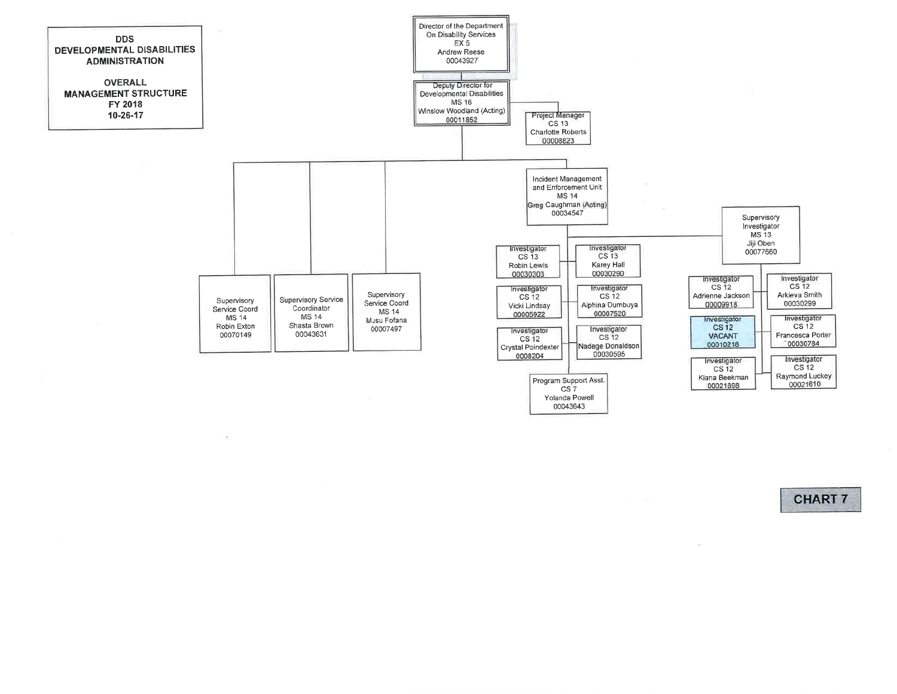# DDS
## DEVELOPMENTAL DISABILITIES ADMINISTRATION

## OVERALL MANAGEMENT STRUCTURE
### FY 2018
### 10-26-17

- **Director of the Department On Disability Services** — EX 5 — Andrew Reese — 00043927
  - **Deputy Director for Developmental Disabilities** — MS 16 — Winslow Woodland (Acting) — 00011852
    - Project Manager — CS 13 — Charlotte Roberts — 00008823
    - Supervisory Service Coord — MS 14 — Robin Exton — 00070149
    - Supervisory Service Coordinator — MS 14 — Shasta Brown — 00043631
    - Supervisory Service Coord — MS 14 — Musu Fofana — 00007497
    - **Incident Management and Enforcement Unit** — MS 14 — Greg Caughman (Acting) — 00034547
      - Investigator — CS 13 — Robin Lewis — 00030303
      - Investigator — CS 13 — Karey Hall — 00030290
      - Investigator — CS 12 — Vicki Lindsay — 00005922
      - Investigator — CS 12 — Alphina Dumbuya — 00007520
      - Investigator — CS 12 — Crystal Poindexter — 0008204
      - Investigator — CS 12 — Nadege Donaldson — 00030595
      - Program Support Asst. — CS 7 — Yolanda Powell — 00043643
      - **Supervisory Investigator** — MS 13 — Jiji Oben — 00077660
        - Investigator — CS 12 — Adrienne Jackson — 00009918
        - Investigator — CS 12 — Arkieva Smith — 00030299
        - Investigator — CS 12 — VACANT — 00010218
        - Investigator — CS 12 — Francesca Porter — 00030784
        - Investigator — CS 12 — Kiana Beekman — 00021898
        - Investigator — CS 12 — Raymond Luckey — 00021610

**CHART 7**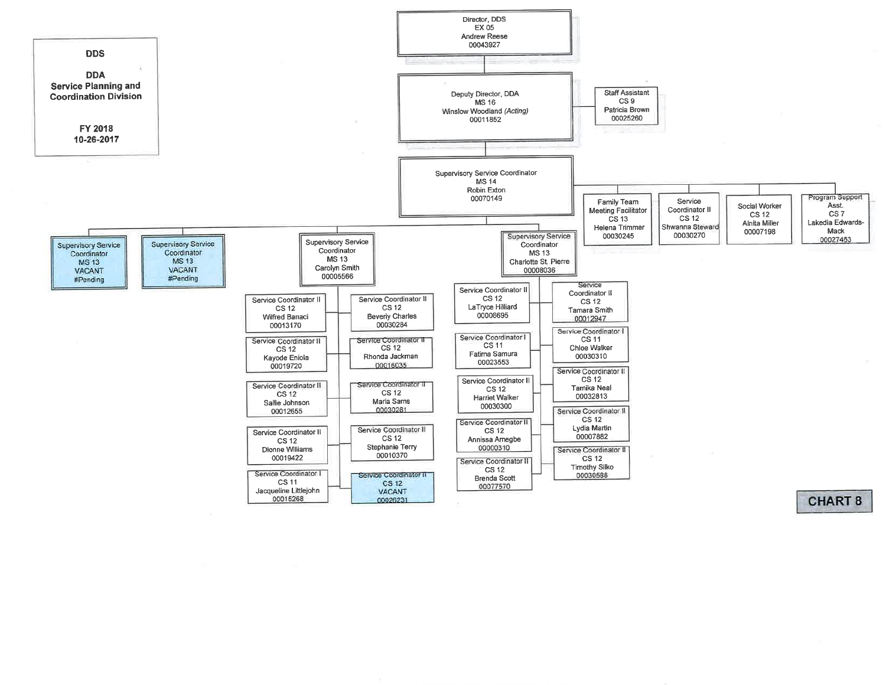# DDS

## DDA
## Service Planning and Coordination Division

**FY 2018**
**10-26-2017**

**CHART 8**

- **Director, DDS** — EX 05 — Andrew Reese — 00043927
  - **Deputy Director, DDA** — MS 16 — Winslow Woodland *(Acting)* — 00011852
    - Staff Assistant — CS 9 — Patricia Brown — 00025260
    - **Supervisory Service Coordinator** — MS 14 — Robin Exton — 00070149
      - Family Team Meeting Facilitator — CS 13 — Helena Trimmer — 00030245
      - Service Coordinator II — CS 12 — Shwanna Steward — 00030270
      - Social Worker — CS 12 — Alnita Miller — 00007198
      - Program Support Asst. — CS 7 — Lakedia Edwards-Mack — 00027463
      - Supervisory Service Coordinator — MS 13 — VACANT — #Pending
      - Supervisory Service Coordinator — MS 13 — VACANT — #Pending
      - **Supervisory Service Coordinator** — MS 13 — Carolyn Smith — 00005566
        - Service Coordinator II — CS 12 — Wilfred Banaci — 00013170
        - Service Coordinator II — CS 12 — Kayode Eniola — 00019720
        - Service Coordinator II — CS 12 — Sallie Johnson — 00012655
        - Service Coordinator II — CS 12 — Dionne Williams — 00019422
        - Service Coordinator I — CS 11 — Jacqueline Littlejohn — 00015268
        - Service Coordinator II — CS 12 — Beverly Charles — 00030284
        - Service Coordinator II — CS 12 — Rhonda Jackman — 00016035
        - Service Coordinator II — CS 12 — Maria Sams — 00030281
        - Service Coordinator II — CS 12 — Stephanie Terry — 00010370
        - Service Coordinator II — CS 12 — VACANT — 00026231
      - **Supervisory Service Coordinator** — MS 13 — Charlotte St. Pierre — 00008036
        - Service Coordinator II — CS 12 — LaTryce Hilliard — 00006695
        - Service Coordinator I — CS 11 — Fatima Samura — 00023553
        - Service Coordinator II — CS 12 — Harriet Walker — 00030300
        - Service Coordinator II — CS 12 — Annissa Amegbe — 00000310
        - Service Coordinator II — CS 12 — Brenda Scott — 00077570
        - Service Coordinator II — CS 12 — Tamara Smith — 00012947
        - Service Coordinator I — CS 11 — Chloe Walker — 00030310
        - Service Coordinator II — CS 12 — Tamika Neal — 00032813
        - Service Coordinator II — CS 12 — Lydia Martin — 00007882
        - Service Coordinator II — CS 12 — Timothy Silko — 00030588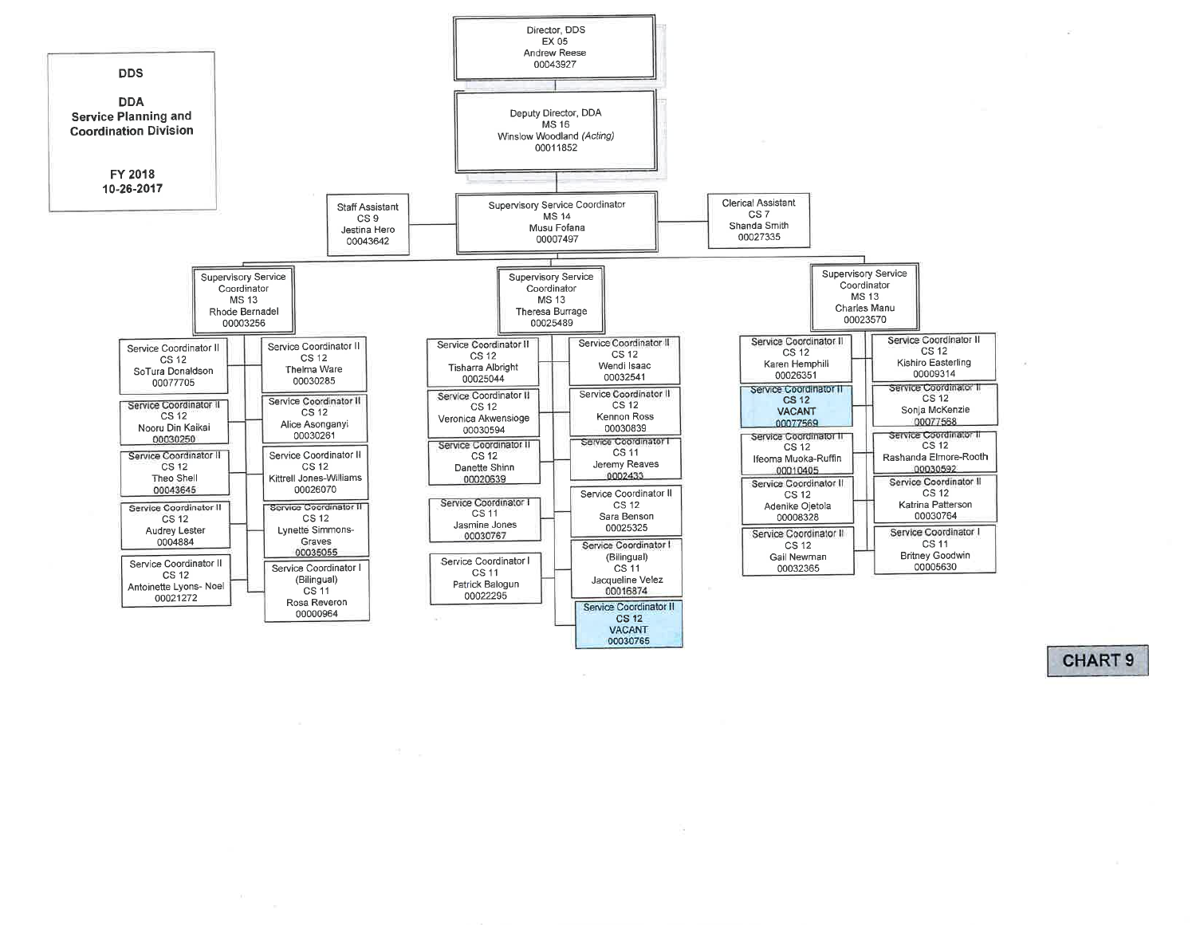**DDS**

**DDA**
**Service Planning and Coordination Division**

**FY 2018**
**10-26-2017**

- Director, DDS
  EX 05
  Andrew Reese
  00043927
  - Deputy Director, DDA
    MS 16
    Winslow Woodland *(Acting)*
    00011852
    - Supervisory Service Coordinator
      MS 14
      Musu Fofana
      00007497
      - Staff Assistant, CS 9, Jestina Hero, 00043642
      - Clerical Assistant, CS 7, Shanda Smith, 00027335
      - Supervisory Service Coordinator, MS 13, Rhode Bernadel, 00003256
        - Service Coordinator II, CS 12, SoTura Donaldson, 00077705
        - Service Coordinator II, CS 12, Nooru Din Kaikai, 00030250
        - Service Coordinator II, CS 12, Theo Shell, 00043645
        - Service Coordinator II, CS 12, Audrey Lester, 0004884
        - Service Coordinator II, CS 12, Antoinette Lyons- Noel, 00021272
        - Service Coordinator II, CS 12, Thelma Ware, 00030285
        - Service Coordinator II, CS 12, Alice Asonganyi, 00030261
        - Service Coordinator II, CS 12, Kittrell Jones-Williams, 00026070
        - Service Coordinator II, CS 12, Lynette Simmons-Graves, 00035055
        - Service Coordinator I (Bilingual), CS 11, Rosa Reveron, 00000964
      - Supervisory Service Coordinator, MS 13, Theresa Burrage, 00025489
        - Service Coordinator II, CS 12, Tisharra Albright, 00025044
        - Service Coordinator II, CS 12, Veronica Akwensioge, 00030594
        - Service Coordinator II, CS 12, Danette Shinn, 00020639
        - Service Coordinator I, CS 11, Jasmine Jones, 00030767
        - Service Coordinator I, CS 11, Patrick Balogun, 00022295
        - Service Coordinator II, CS 12, Wendi Isaac, 00032541
        - Service Coordinator II, CS 12, Kennon Ross, 00030839
        - Service Coordinator I, CS 11, Jeremy Reaves, 0002433
        - Service Coordinator II, CS 12, Sara Benson, 00025325
        - Service Coordinator I (Bilingual), CS 11, Jacqueline Velez, 00016874
        - Service Coordinator II, CS 12, VACANT, 00030765
      - Supervisory Service Coordinator, MS 13, Charles Manu, 00023570
        - Service Coordinator II, CS 12, Karen Hemphill, 00026351
        - Service Coordinator II, CS 12, VACANT, 00077569
        - Service Coordinator II, CS 12, Ifeoma Muoka-Ruffin, 00010405
        - Service Coordinator II, CS 12, Adenike Ojetola, 00008328
        - Service Coordinator II, CS 12, Gail Newman, 00032365
        - Service Coordinator II, CS 12, Kishiro Easterling, 00009314
        - Service Coordinator II, CS 12, Sonja McKenzie, 00077568
        - Service Coordinator II, CS 12, Rashanda Elmore-Rooth, 00030592
        - Service Coordinator II, CS 12, Katrina Patterson, 00030764
        - Service Coordinator I, CS 11, Britney Goodwin, 00005630

**CHART 9**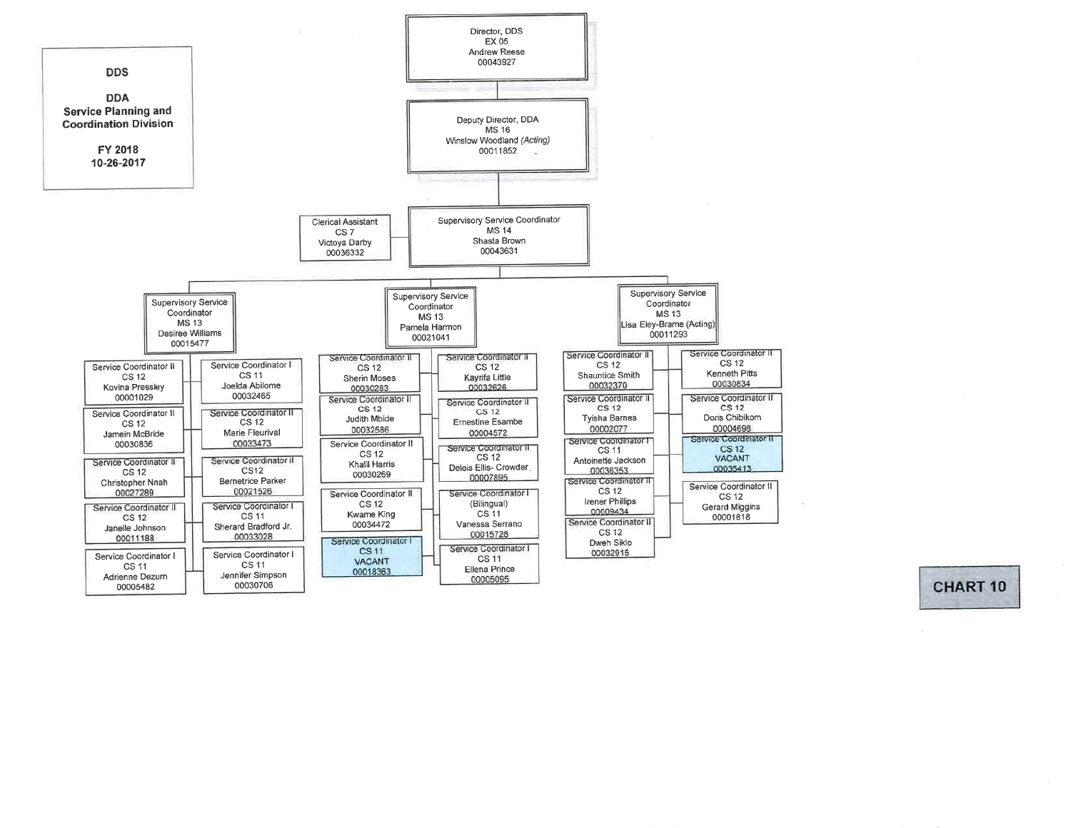# DDS

## DDA Service Planning and Coordination Division

**FY 2018**
**10-26-2017**

**CHART 10**

- **Director, DDS** — EX 05 — Andrew Reese — 00043927
  - **Deputy Director, DDA** — MS 16 — Winslow Woodland *(Acting)* — 00011852
    - **Supervisory Service Coordinator** — MS 14 — Shasta Brown — 00043631
      - Clerical Assistant — CS 7 — Victoya Darby — 00036332
      - **Supervisory Service Coordinator** — MS 13 — Desiree Williams — 00015477
        - Service Coordinator II — CS 12 — Kovina Pressley — 00001029
        - Service Coordinator II — CS 12 — Jamein McBride — 00030836
        - Service Coordinator II — CS 12 — Christopher Nnah — 00027289
        - Service Coordinator II — CS 12 — Janelle Johnson — 00011188
        - Service Coordinator I — CS 11 — Adrienne Dezurn — 00005482
        - Service Coordinator I — CS 11 — Joelda Abilome — 00032465
        - Service Coordinator II — CS 12 — Marie Fleurival — 00033473
        - Service Coordinator II — CS12 — Bernetrice Parker — 00021526
        - Service Coordinator I — CS 11 — Sherard Bradford Jr. — 00033028
        - Service Coordinator I — CS 11 — Jennifer Simpson — 00030706
      - **Supervisory Service Coordinator** — MS 13 — Pamela Harmon — 00021041
        - Service Coordinator II — CS 12 — Sherin Moses — 00030283
        - Service Coordinator II — CS 12 — Judith Mbide — 00032586
        - Service Coordinator II — CS 12 — Khalil Harris — 00030269
        - Service Coordinator II — CS 12 — Kwame King — 00034472
        - Service Coordinator I — CS 11 — VACANT — 00018363
        - Service Coordinator II — CS 12 — Kayrifa Little — 00032626
        - Service Coordinator II — CS 12 — Ernestine Esambe — 00004572
        - Service Coordinator II — CS 12 — Delois Ellis- Crowder — 00007895
        - Service Coordinator I (Bilingual) — CS 11 — Vanessa Serrano — 00015728
        - Service Coordinator I — CS 11 — Ellena Prince — 00005095
      - **Supervisory Service Coordinator** — MS 13 — Lisa Eley-Brame (Acting) — 00011293
        - Service Coordinator II — CS 12 — Shauntice Smith — 00032370
        - Service Coordinator II — CS 12 — Tyisha Barnes — 00002077
        - Service Coordinator I — CS 11 — Antoinette Jackson — 00036353
        - Service Coordinator II — CS 12 — Irener Phillips — 00009434
        - Service Coordinator II — CS 12 — Dweh Siklo — 00032915
        - Service Coordinator II — CS 12 — Kenneth Pitts — 00030834
        - Service Coordinator II — CS 12 — Doris Chibikom — 00004698
        - Service Coordinator II — CS 12 — VACANT — 00035413
        - Service Coordinator II — CS 12 — Gerard Miggins — 00001818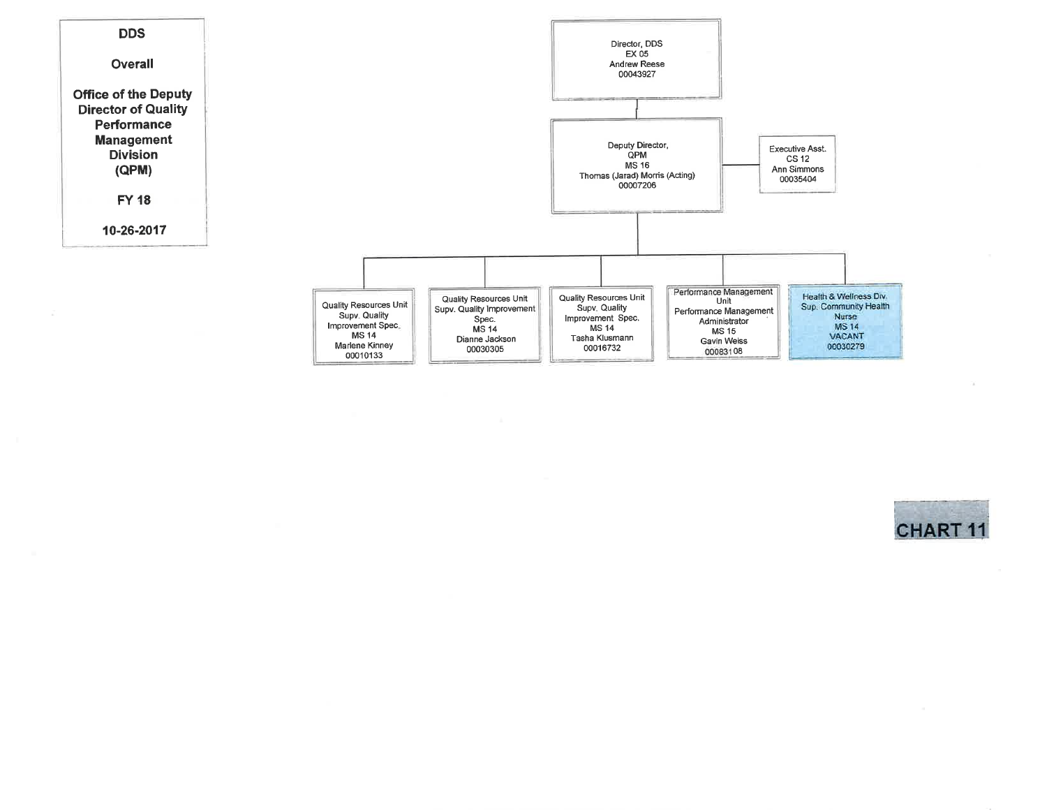**DDS**

**Overall**

**Office of the Deputy Director of Quality Performance Management Division (QPM)**

**FY 18**

**10-26-2017**

Director, DDS
EX 05
Andrew Reese
00043927

Deputy Director, QPM
MS 16
Thomas (Jarad) Morris (Acting)
00007206

Executive Asst.
CS 12
Ann Simmons
00035404

- Quality Resources Unit
  Supv. Quality Improvement Spec.
  MS 14
  Marlene Kinney
  00010133

- Quality Resources Unit
  Supv. Quality Improvement Spec.
  MS 14
  Dianne Jackson
  00030305

- Quality Resources Unit
  Supv. Quality Improvement Spec.
  MS 14
  Tasha Klusmann
  00016732

- Performance Management Unit
  Performance Management Administrator
  MS 15
  Gavin Weiss
  00083108

- Health & Wellness Div.
  Sup. Community Health Nurse
  MS 14
  VACANT
  00030279

**CHART 11**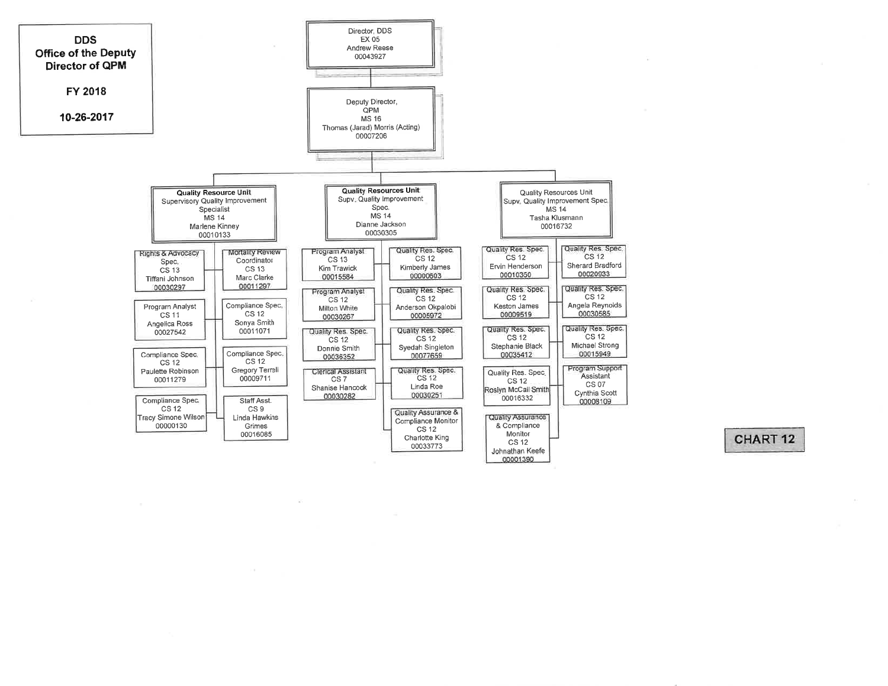# DDS Office of the Deputy Director of QPM

**FY 2018**

**10-26-2017**

**CHART 12**

- **Director, DDS** — EX 05 — Andrew Reese — 00043927
  - **Deputy Director, QPM** — MS 16 — Thomas (Jarad) Morris (Acting) — 00007206
    - **Quality Resource Unit** — Supervisory Quality Improvement Specialist — MS 14 — Marlene Kinney — 00010133
      - Rights & Advocacy Spec. — CS 13 — Tiffani Johnson — 00030297
      - Mortality Review Coordinator — CS 13 — Marc Clarke — 00011297
      - Program Analyst — CS 11 — Angelica Ross — 00027542
      - Compliance Spec. — CS 12 — Sonya Smith — 00011071
      - Compliance Spec. — CS 12 — Paulette Robinson — 00011279
      - Compliance Spec. — CS 12 — Gregory Terrell — 00009711
      - Compliance Spec. — CS 12 — Tracy Simone Wilson — 00000130
      - Staff Asst. — CS 9 — Linda Hawkins Grimes — 00016085
    - **Quality Resources Unit** — Supv. Quality Improvement Spec. — MS 14 — Dianne Jackson — 00030305
      - Program Analyst — CS 13 — Kim Trawick — 00015584
      - Quality Res. Spec. — CS 12 — Kimberly James — 00000603
      - Program Analyst — CS 12 — Milton White — 00030267
      - Quality Res. Spec. — CS 12 — Anderson Okpalobi — 00005972
      - Quality Res. Spec. — CS 12 — Donnie Smith — 00036352
      - Quality Res. Spec. — CS 12 — Syedah Singleton — 00077659
      - Clerical Assistant — CS 7 — Shanise Hancock — 00030282
      - Quality Res. Spec. — CS 12 — Linda Roe — 00030251
      - Quality Assurance & Compliance Monitor — CS 12 — Charlotte King — 00033773
    - **Quality Resources Unit** — Supv. Quality Improvement Spec. — MS 14 — Tasha Klusmann — 00016732
      - Quality Res. Spec. — CS 12 — Ervin Henderson — 00010350
      - Quality Res. Spec. — CS 12 — Sherard Bradford — 00020933
      - Quality Res. Spec. — CS 12 — Keston James — 00009519
      - Quality Res. Spec. — CS 12 — Angela Reynolds — 00030585
      - Quality Res. Spec. — CS 12 — Stephanie Black — 00035412
      - Quality Res. Spec. — CS 12 — Michael Strong — 00015949
      - Quality Res. Spec. — CS 12 — Roslyn McCall Smith — 00016332
      - Program Support Assistant — CS 07 — Cynthia Scott — 00008109
      - Quality Assurance & Compliance Monitor — CS 12 — Johnathan Keefe — 00001390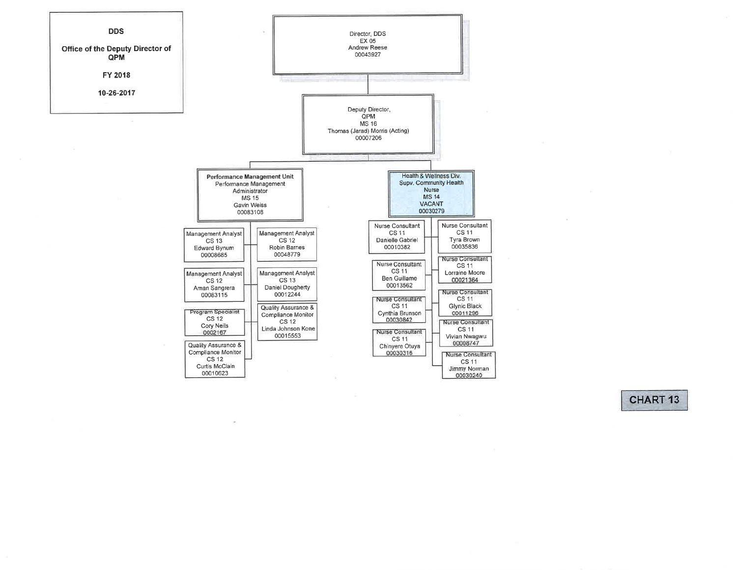**DDS**

**Office of the Deputy Director of QPM**

**FY 2018**

**10-26-2017**

- Director, DDS
  EX 05
  Andrew Reese
  00043927
  - Deputy Director, QPM
    MS 16
    Thomas (Jarad) Morris (Acting)
    00007206
    - **Performance Management Unit**
      Performance Management Administrator
      MS 15
      Gavin Weiss
      00083108
      - Management Analyst, CS 13, Edward Bynum, 00008685
      - Management Analyst, CS 12, Robin Barnes, 00048779
      - Management Analyst, CS 12, Aman Sangrera, 00083115
      - Management Analyst, CS 13, Daniel Dougherty, 00012244
      - Program Specialist, CS 12, Cory Neils, 0002167
      - Quality Assurance & Compliance Monitor, CS 12, Linda Johnson Kone, 00015553
      - Quality Assurance & Compliance Monitor, CS 12, Curtis McClain, 00010623
    - Health & Wellness Div.
      Supv. Community Health Nurse
      MS 14
      VACANT
      00030279
      - Nurse Consultant, CS 11, Danielle Gabriel, 00010382
      - Nurse Consultant, CS 11, Tyra Brown, 00035836
      - Nurse Consultant, CS 11, Ben Guillame, 00013562
      - Nurse Consultant, CS 11, Lorraine Moore, 00021364
      - Nurse Consultant, CS 11, Cynthia Brunson, 00030842
      - Nurse Consultant, CS 11, Glynic Black, 00011296
      - Nurse Consultant, CS 11, Chinyere Otuya, 00030316
      - Nurse Consultant, CS 11, Vivian Nwagwu, 00008747
      - Nurse Consultant, CS 11, Jimmy Norman, 00030240

**CHART 13**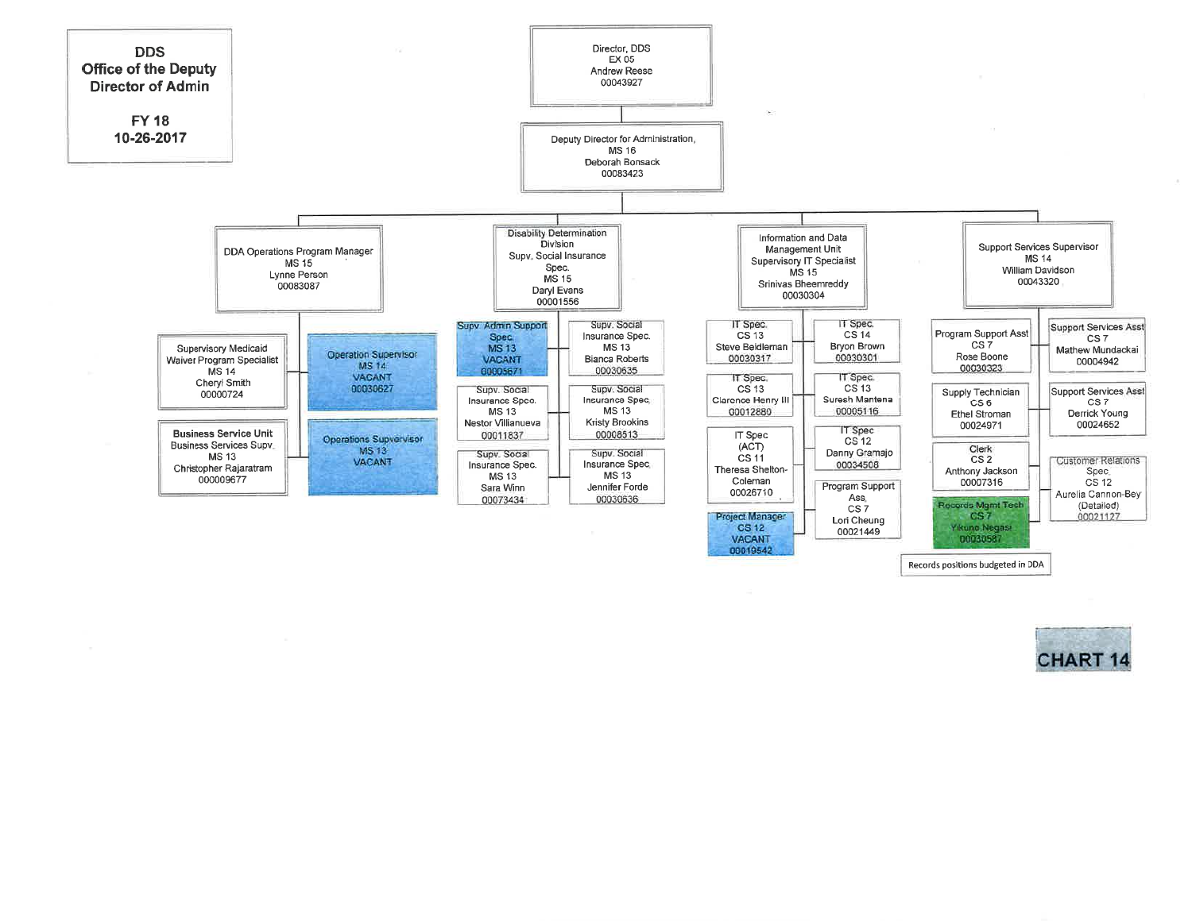# DDS Office of the Deputy Director of Admin

**FY 18**
**10-26-2017**

## Director, DDS
EX 05
Andrew Reese
00043927

### Deputy Director for Administration
MS 16
Deborah Bonsack
00083423

#### DDA Operations Program Manager
MS 15
Lynne Person
00083087

- Supervisory Medicaid Waiver Program Specialist, MS 14, Cheryl Smith, 00000724
- Business Service Unit — Business Services Supv., MS 13, Christopher Rajaratram, 000009677
- Operation Supervisor, MS 14, VACANT, 00030627
- Operations Supervisor, MS 13, VACANT

#### Disability Determination Division
Supv. Social Insurance Spec.
MS 15
Daryl Evans
00001556

- Supv. Admin Support Spec., MS 13, VACANT, 00005671
- Supv. Social Insurance Spec., MS 13, Nestor Villianueva, 00011837
- Supv. Social Insurance Spec., MS 13, Sara Winn, 00073434
- Supv. Social Insurance Spec., MS 13, Bianca Roberts, 00030635
- Supv. Social Insurance Spec., MS 13, Kristy Brookins, 00008513
- Supv. Social Insurance Spec., MS 13, Jennifer Forde, 00030636

#### Information and Data Management Unit
Supervisory IT Specialist
MS 15
Srinivas Bheemreddy
00030304

- IT Spec., CS 13, Steve Beidleman, 00030317
- IT Spec., CS 13, Clarence Henry III, 00012880
- IT Spec (ACT), CS 11, Theresa Shelton-Coleman, 00026710
- Project Manager, CS 12, VACANT, 00019542
- IT Spec., CS 14, Bryon Brown, 00030301
- IT Spec., CS 13, Suresh Mantena, 00005116
- IT Spec, CS 12, Danny Gramajo, 00034508
- Program Support Ass., CS 7, Lori Cheung, 00021449

#### Support Services Supervisor
MS 14
William Davidson
00043320

- Program Support Asst, CS 7, Rose Boone, 00030323
- Supply Technician, CS 6, Ethel Stroman, 00024971
- Clerk, CS 2, Anthony Jackson, 00007316
- Records Mgmt Tech, CS 7, Yikuno Negasi, 00030587
- Support Services Asst, CS 7, Mathew Mundackal, 00004942
- Support Services Asst, CS 7, Derrick Young, 00024652
- Customer Relations Spec., CS 12, Aurelia Cannon-Bey (Detailed), 00021127

Records positions budgeted in DDA

CHART 14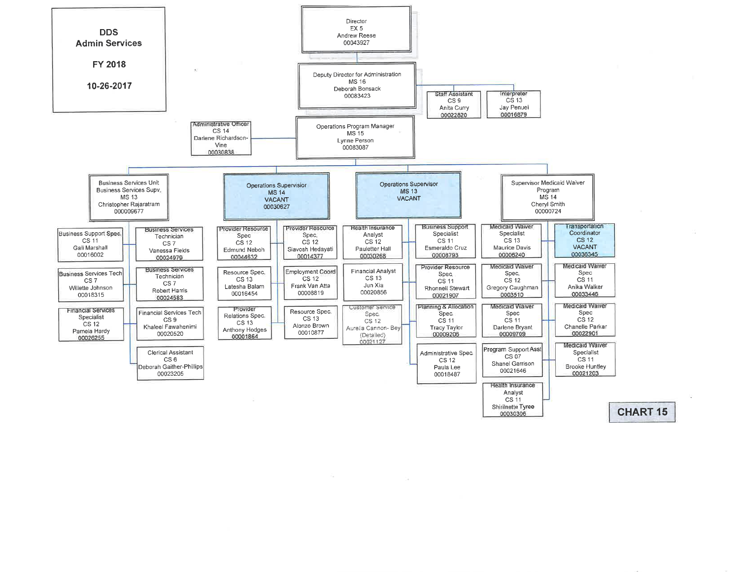# DDS Admin Services

**FY 2018**

**10-26-2017**

Director
EX 5
Andrew Reese
00043927

Deputy Director for Administration
MS 16
Deborah Bonsack
00083423

Staff Assistant
CS 9
Anita Curry
00022820

Interpreter
CS 13
Jay Penuel
00016879

Administrative Officer
CS 14
Darlene Richardson-Vine
00030838

Operations Program Manager
MS 15
Lynne Person
00083087

Business Services Unit
Business Services Supv.
MS 13
Christopher Rajaratram
000009677

Business Support Spec.
CS 11
Gail Marshall
00016002

Business Services Tech
CS 7
Willette Johnson
00018315

Financial Services Specialist
CS 12
Pamela Hardy
00026255

Business Services Technician
CS 7
Vanessa Fields
00024979

Business Services Technician
CS 7
Robert Harris
00024583

Financial Services Tech
CS 9
Khaleel Fawahenimi
00020520

Clerical Assistant
CS 6
Deborah Gaither-Phillips
00023205

Operations Supervisor
MS 14
VACANT
00030627

Provider Resource Spec
CS 12
Edmund Neboh
00044632

Resource Spec.
CS 13
Latesha Balam
00016454

Provider Relations Spec.
CS 13
Anthony Hodges
00001864

Provider Resource Spec.
CS 12
Siavosh Hedayati
00014377

Employment Coord
CS 12
Frank Van Atta
00008819

Resource Spec.
CS 13
Alonzo Brown
00010877

Operations Supervisor
MS 13
VACANT

Health Insurance Analyst
CS 12
Pauletter Hall
00030268

Financial Analyst
CS 13
Jun Xia
00020856

Customer Service Spec.
CS 12
Aurelia Cannon- Bey
(Detailed)
00021127

Business Support Specialist
CS 11
Esmeraldo Cruz
00008793

Provider Resource Spec.
CS 11
Rhonnell Stewart
00021907

Planning & Allocation Spec.
CS 11
Tracy Taylor
00009206

Administrative Spec.
CS 12
Paula Lee
00018487

Supervisor Medicaid Waiver Program
MS 14
Cheryl Smith
00000724

Medicaid Waiver Specialist
CS 13
Maurice Davis
00006240

Medicaid Waiver Spec.
CS 12
Gregory Caughman
0003510

Medicaid Waiver Spec
CS 11
Darlene Bryant
00009709

Program Support Asst
CS 07
Shanel Garrison
00021646

Health Insurance Analyst
CS 11
Shirlnette Tyree
00030306

Transportation Coordinator
CS 12
VACANT
00036345

Medicaid Waiver Spec
CS 11
Anika Walker
00033446

Medicaid Waiver Spec
CS 12
Chanelle Parkar
00022901

Medicaid Waiver Specialist
CS 11
Brooke Huntley
00021203

**CHART 15**